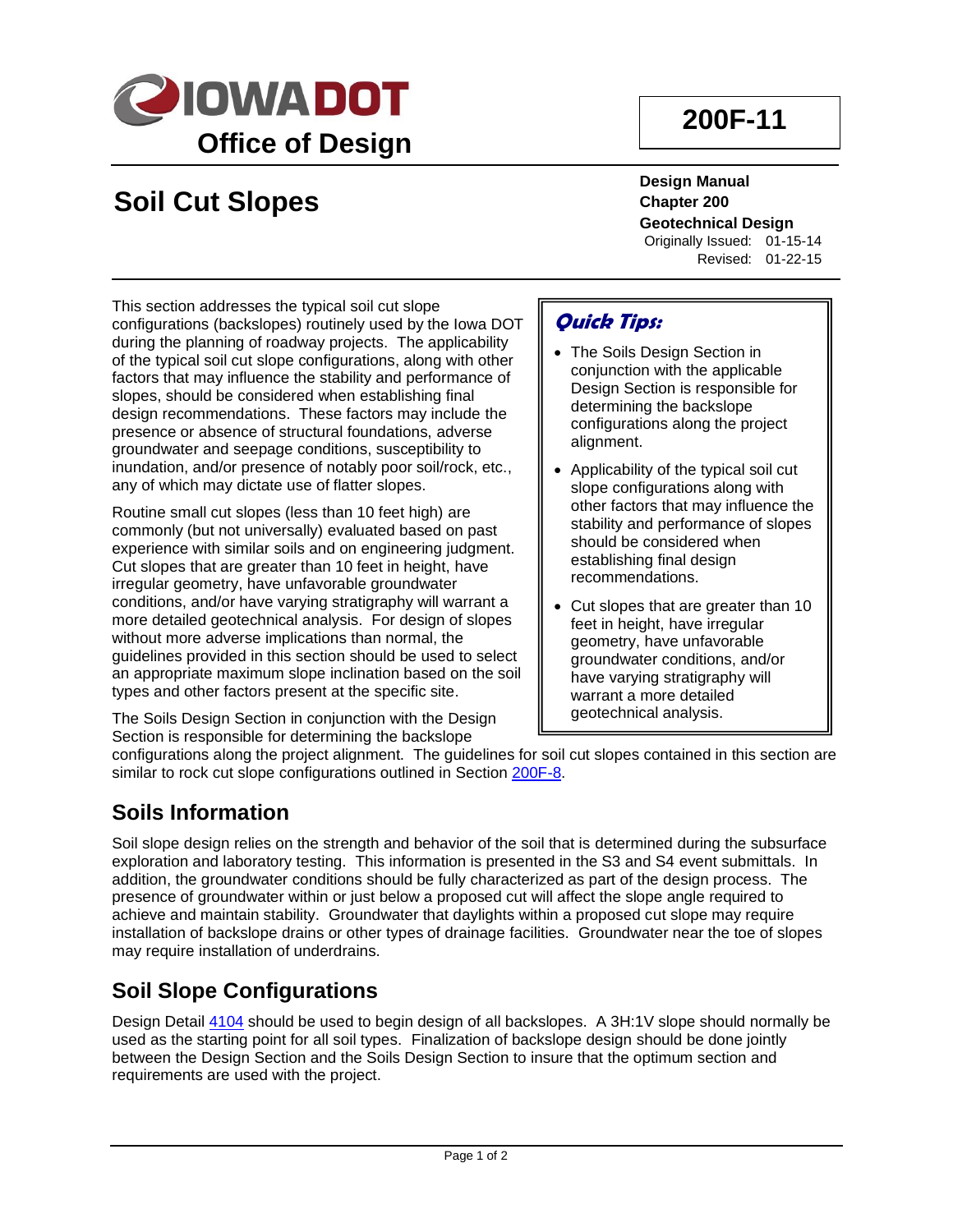# IOWA DOT Office of Design

**200F-11**

# Soil Cut Slopes

**Design Manual**
**Chapter 200**
**Geotechnical Design**
Originally Issued: 01-15-14
Revised: 01-22-15

This section addresses the typical soil cut slope configurations (backslopes) routinely used by the Iowa DOT during the planning of roadway projects. The applicability of the typical soil cut slope configurations, along with other factors that may influence the stability and performance of slopes, should be considered when establishing final design recommendations. These factors may include the presence or absence of structural foundations, adverse groundwater and seepage conditions, susceptibility to inundation, and/or presence of notably poor soil/rock, etc., any of which may dictate use of flatter slopes.

Routine small cut slopes (less than 10 feet high) are commonly (but not universally) evaluated based on past experience with similar soils and on engineering judgment. Cut slopes that are greater than 10 feet in height, have irregular geometry, have unfavorable groundwater conditions, and/or have varying stratigraphy will warrant a more detailed geotechnical analysis. For design of slopes without more adverse implications than normal, the guidelines provided in this section should be used to select an appropriate maximum slope inclination based on the soil types and other factors present at the specific site.

The Soils Design Section in conjunction with the Design Section is responsible for determining the backslope configurations along the project alignment. The guidelines for soil cut slopes contained in this section are similar to rock cut slope configurations outlined in Section 200F-8.

> ***Quick Tips:***
>
> - The Soils Design Section in conjunction with the applicable Design Section is responsible for determining the backslope configurations along the project alignment.
> - Applicability of the typical soil cut slope configurations along with other factors that may influence the stability and performance of slopes should be considered when establishing final design recommendations.
> - Cut slopes that are greater than 10 feet in height, have irregular geometry, have unfavorable groundwater conditions, and/or have varying stratigraphy will warrant a more detailed geotechnical analysis.

## Soils Information

Soil slope design relies on the strength and behavior of the soil that is determined during the subsurface exploration and laboratory testing. This information is presented in the S3 and S4 event submittals. In addition, the groundwater conditions should be fully characterized as part of the design process. The presence of groundwater within or just below a proposed cut will affect the slope angle required to achieve and maintain stability. Groundwater that daylights within a proposed cut slope may require installation of backslope drains or other types of drainage facilities. Groundwater near the toe of slopes may require installation of underdrains.

## Soil Slope Configurations

Design Detail 4104 should be used to begin design of all backslopes. A 3H:1V slope should normally be used as the starting point for all soil types. Finalization of backslope design should be done jointly between the Design Section and the Soils Design Section to insure that the optimum section and requirements are used with the project.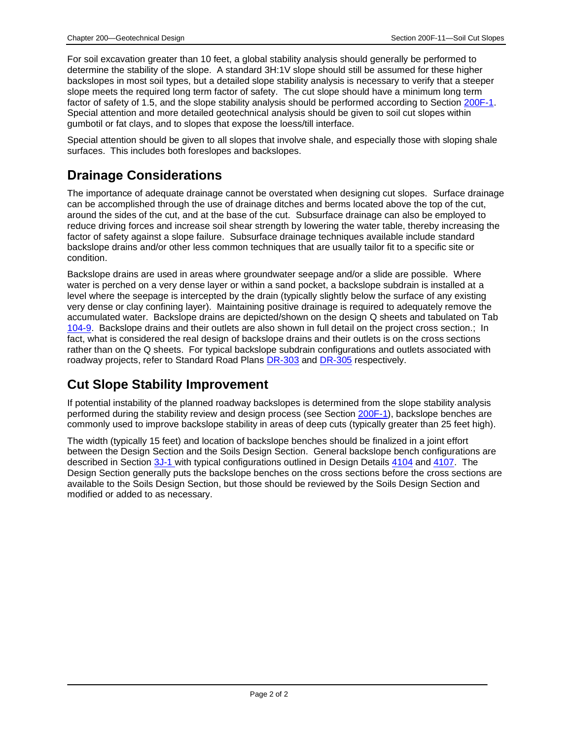For soil excavation greater than 10 feet, a global stability analysis should generally be performed to determine the stability of the slope. A standard 3H:1V slope should still be assumed for these higher backslopes in most soil types, but a detailed slope stability analysis is necessary to verify that a steeper slope meets the required long term factor of safety. The cut slope should have a minimum long term factor of safety of 1.5, and the slope stability analysis should be performed according to Section 200F-1. Special attention and more detailed geotechnical analysis should be given to soil cut slopes within gumbotil or fat clays, and to slopes that expose the loess/till interface.

Special attention should be given to all slopes that involve shale, and especially those with sloping shale surfaces. This includes both foreslopes and backslopes.

## Drainage Considerations

The importance of adequate drainage cannot be overstated when designing cut slopes. Surface drainage can be accomplished through the use of drainage ditches and berms located above the top of the cut, around the sides of the cut, and at the base of the cut. Subsurface drainage can also be employed to reduce driving forces and increase soil shear strength by lowering the water table, thereby increasing the factor of safety against a slope failure. Subsurface drainage techniques available include standard backslope drains and/or other less common techniques that are usually tailor fit to a specific site or condition.

Backslope drains are used in areas where groundwater seepage and/or a slide are possible. Where water is perched on a very dense layer or within a sand pocket, a backslope subdrain is installed at a level where the seepage is intercepted by the drain (typically slightly below the surface of any existing very dense or clay confining layer). Maintaining positive drainage is required to adequately remove the accumulated water. Backslope drains are depicted/shown on the design Q sheets and tabulated on Tab 104-9. Backslope drains and their outlets are also shown in full detail on the project cross section.; In fact, what is considered the real design of backslope drains and their outlets is on the cross sections rather than on the Q sheets. For typical backslope subdrain configurations and outlets associated with roadway projects, refer to Standard Road Plans DR-303 and DR-305 respectively.

## Cut Slope Stability Improvement

If potential instability of the planned roadway backslopes is determined from the slope stability analysis performed during the stability review and design process (see Section 200F-1), backslope benches are commonly used to improve backslope stability in areas of deep cuts (typically greater than 25 feet high).

The width (typically 15 feet) and location of backslope benches should be finalized in a joint effort between the Design Section and the Soils Design Section. General backslope bench configurations are described in Section 3J-1 with typical configurations outlined in Design Details 4104 and 4107. The Design Section generally puts the backslope benches on the cross sections before the cross sections are available to the Soils Design Section, but those should be reviewed by the Soils Design Section and modified or added to as necessary.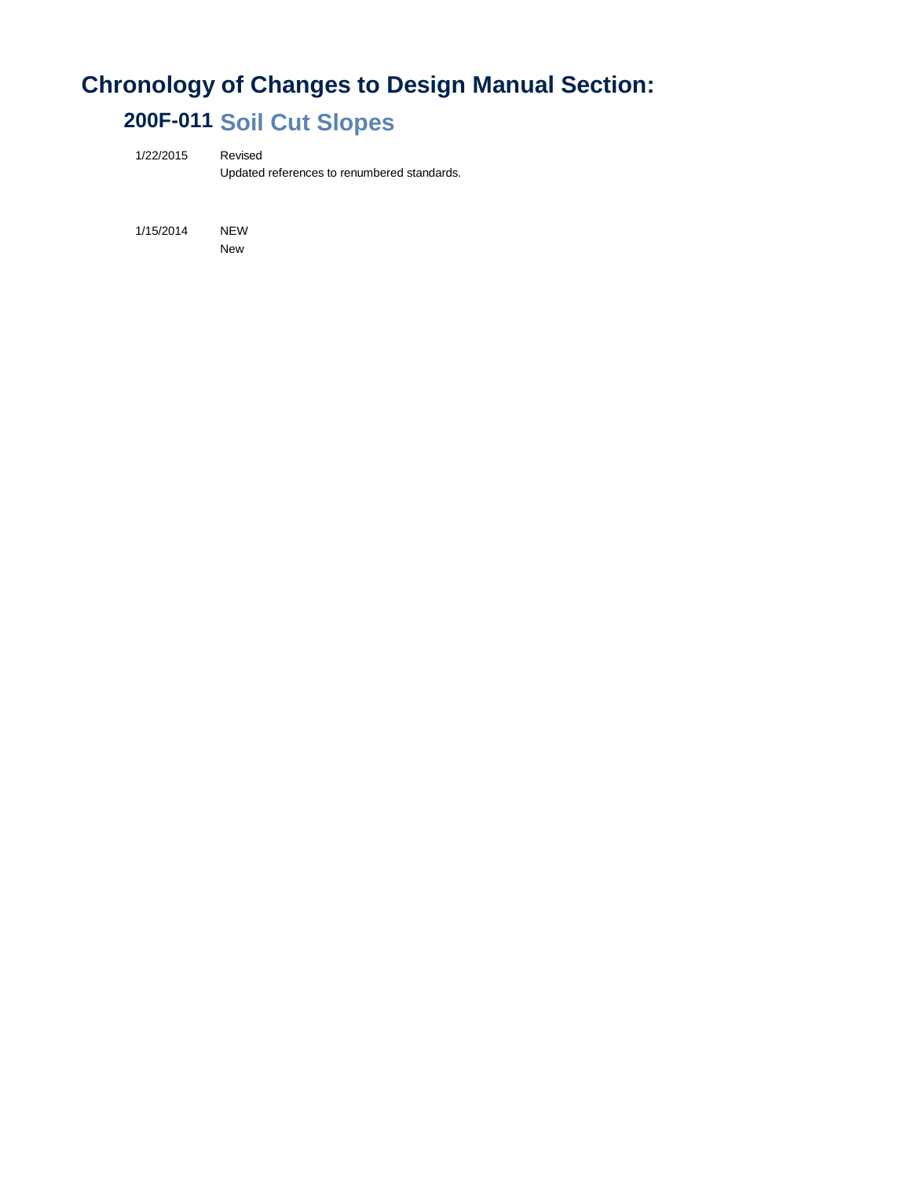# Chronology of Changes to Design Manual Section:

## 200F-011 Soil Cut Slopes

| | | |
|---|---|---|
| 1/22/2015 | Revised<br>Updated references to renumbered standards. |
| 1/15/2014 | NEW<br>New |